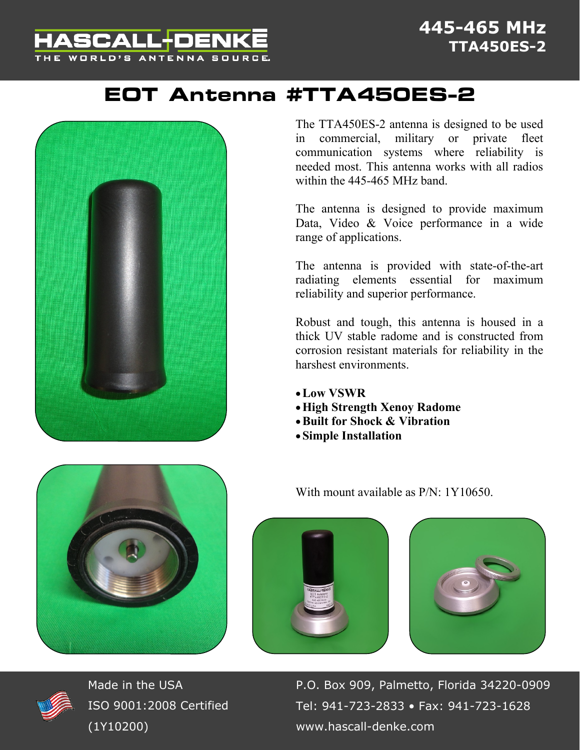HASCALL-DENKE

THE WORLD'S ANTENNA SOURCE

**445-465 MHz**
**TTA450ES-2**

# EOT Antenna #TTA450ES-2

The TTA450ES-2 antenna is designed to be used in commercial, military or private fleet communication systems where reliability is needed most. This antenna works with all radios within the 445-465 MHz band.

The antenna is designed to provide maximum Data, Video & Voice performance in a wide range of applications.

The antenna is provided with state-of-the-art radiating elements essential for maximum reliability and superior performance.

Robust and tough, this antenna is housed in a thick UV stable radome and is constructed from corrosion resistant materials for reliability in the harshest environments.

- **Low VSWR**
- **High Strength Xenoy Radome**
- **Built for Shock & Vibration**
- **Simple Installation**

With mount available as P/N: 1Y10650.

Made in the USA
ISO 9001:2008 Certified
(1Y10200)

P.O. Box 909, Palmetto, Florida 34220-0909
Tel: 941-723-2833 • Fax: 941-723-1628
www.hascall-denke.com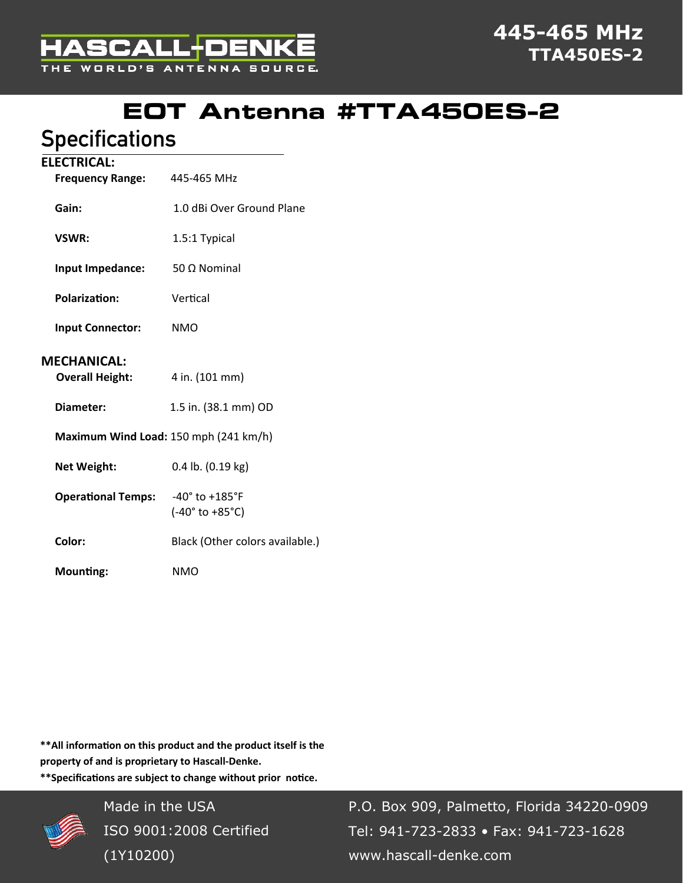# EOT Antenna #TTA450ES-2

## Specifications

**ELECTRICAL:**

| | |
|---|---|
| **Frequency Range:** | 445-465 MHz |
| **Gain:** | 1.0 dBi Over Ground Plane |
| **VSWR:** | 1.5:1 Typical |
| **Input Impedance:** | 50 Ω Nominal |
| **Polarization:** | Vertical |
| **Input Connector:** | NMO |

**MECHANICAL:**

| | |
|---|---|
| **Overall Height:** | 4 in. (101 mm) |
| **Diameter:** | 1.5 in. (38.1 mm) OD |
| **Maximum Wind Load:** | 150 mph (241 km/h) |
| **Net Weight:** | 0.4 lb. (0.19 kg) |
| **Operational Temps:** | -40° to +185°F (-40° to +85°C) |
| **Color:** | Black (Other colors available.) |
| **Mounting:** | NMO |

**\*\*All information on this product and the product itself is the property of and is proprietary to Hascall-Denke.**
**\*\*Specifications are subject to change without prior notice.**

Made in the USA
ISO 9001:2008 Certified
(1Y10200)

P.O. Box 909, Palmetto, Florida 34220-0909
Tel: 941-723-2833 • Fax: 941-723-1628
www.hascall-denke.com